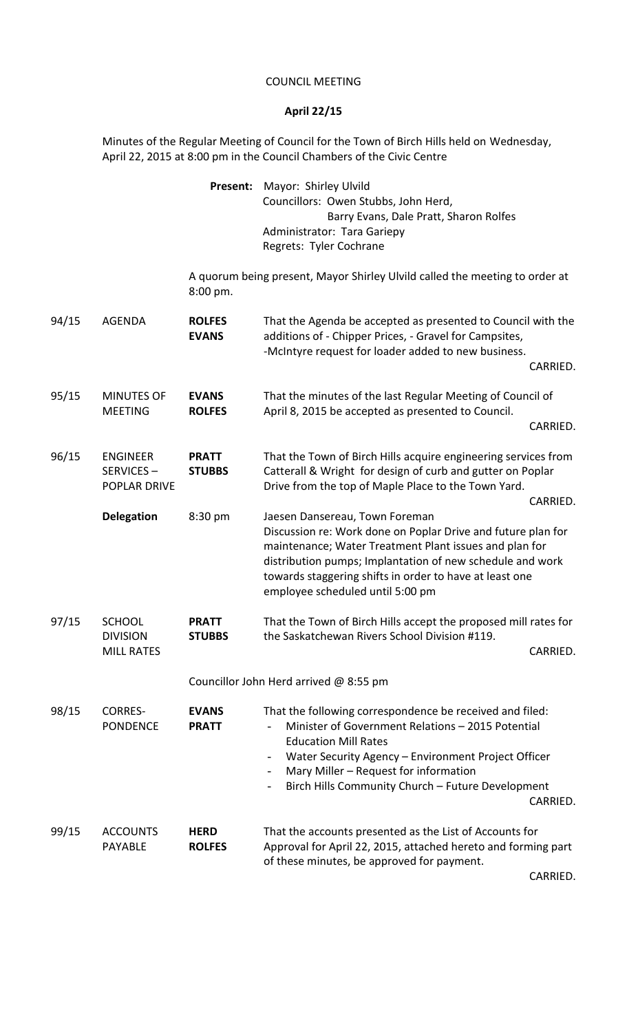# COUNCIL MEETING

## April 22/15

Minutes of the Regular Meeting of Council for the Town of Birch Hills held on Wednesday, April 22, 2015 at 8:00 pm in the Council Chambers of the Civic Centre

**Present:** Mayor: Shirley Ulvild
Councillors: Owen Stubbs, John Herd, Barry Evans, Dale Pratt, Sharon Rolfes
Administrator: Tara Gariepy
Regrets: Tyler Cochrane

A quorum being present, Mayor Shirley Ulvild called the meeting to order at 8:00 pm.

| No. | Item | Moved/Seconded | Motion |
|---|---|---|---|
| 94/15 | AGENDA | **ROLFES** **EVANS** | That the Agenda be accepted as presented to Council with the additions of - Chipper Prices, - Gravel for Campsites, -McIntyre request for loader added to new business. CARRIED. |
| 95/15 | MINUTES OF MEETING | **EVANS** **ROLFES** | That the minutes of the last Regular Meeting of Council of April 8, 2015 be accepted as presented to Council. CARRIED. |
| 96/15 | ENGINEER SERVICES – POPLAR DRIVE | **PRATT** **STUBBS** | That the Town of Birch Hills acquire engineering services from Catterall & Wright for design of curb and gutter on Poplar Drive from the top of Maple Place to the Town Yard. CARRIED. |
| | **Delegation** | 8:30 pm | Jaesen Dansereau, Town Foreman<br>Discussion re: Work done on Poplar Drive and future plan for maintenance; Water Treatment Plant issues and plan for distribution pumps; Implantation of new schedule and work towards staggering shifts in order to have at least one employee scheduled until 5:00 pm |
| 97/15 | SCHOOL DIVISION MILL RATES | **PRATT** **STUBBS** | That the Town of Birch Hills accept the proposed mill rates for the Saskatchewan Rivers School Division #119. CARRIED. |

Councillor John Herd arrived @ 8:55 pm

| No. | Item | Moved/Seconded | Motion |
|---|---|---|---|
| 98/15 | CORRES-PONDENCE | **EVANS** **PRATT** | That the following correspondence be received and filed:<br>- Minister of Government Relations – 2015 Potential Education Mill Rates<br>- Water Security Agency – Environment Project Officer<br>- Mary Miller – Request for information<br>- Birch Hills Community Church – Future Development<br>CARRIED. |
| 99/15 | ACCOUNTS PAYABLE | **HERD** **ROLFES** | That the accounts presented as the List of Accounts for Approval for April 22, 2015, attached hereto and forming part of these minutes, be approved for payment. CARRIED. |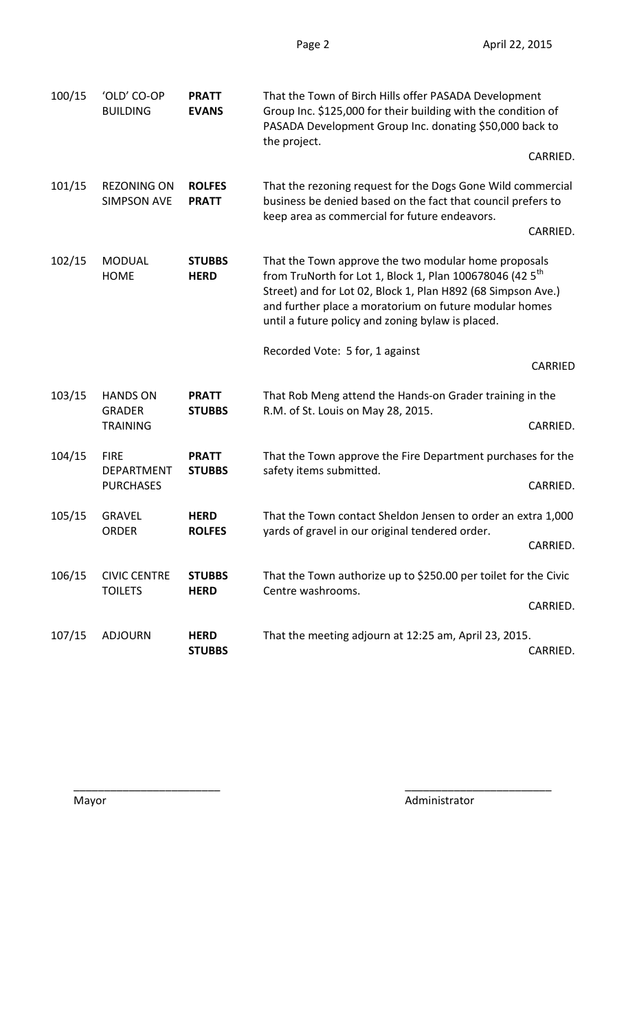| | | | |
|---|---|---|---|
| 100/15 | 'OLD' CO-OP BUILDING | **PRATT** **EVANS** | That the Town of Birch Hills offer PASADA Development Group Inc. $125,000 for their building with the condition of PASADA Development Group Inc. donating $50,000 back to the project. CARRIED. |
| 101/15 | REZONING ON SIMPSON AVE | **ROLFES** **PRATT** | That the rezoning request for the Dogs Gone Wild commercial business be denied based on the fact that council prefers to keep area as commercial for future endeavors. CARRIED. |
| 102/15 | MODUAL HOME | **STUBBS** **HERD** | That the Town approve the two modular home proposals from TruNorth for Lot 1, Block 1, Plan 100678046 (42 5th Street) and for Lot 02, Block 1, Plan H892 (68 Simpson Ave.) and further place a moratorium on future modular homes until a future policy and zoning bylaw is placed. Recorded Vote: 5 for, 1 against CARRIED |
| 103/15 | HANDS ON GRADER TRAINING | **PRATT** **STUBBS** | That Rob Meng attend the Hands-on Grader training in the R.M. of St. Louis on May 28, 2015. CARRIED. |
| 104/15 | FIRE DEPARTMENT PURCHASES | **PRATT** **STUBBS** | That the Town approve the Fire Department purchases for the safety items submitted. CARRIED. |
| 105/15 | GRAVEL ORDER | **HERD** **ROLFES** | That the Town contact Sheldon Jensen to order an extra 1,000 yards of gravel in our original tendered order. CARRIED. |
| 106/15 | CIVIC CENTRE TOILETS | **STUBBS** **HERD** | That the Town authorize up to $250.00 per toilet for the Civic Centre washrooms. CARRIED. |
| 107/15 | ADJOURN | **HERD** **STUBBS** | That the meeting adjourn at 12:25 am, April 23, 2015. CARRIED. |

________________________ ________________________

Mayor Administrator